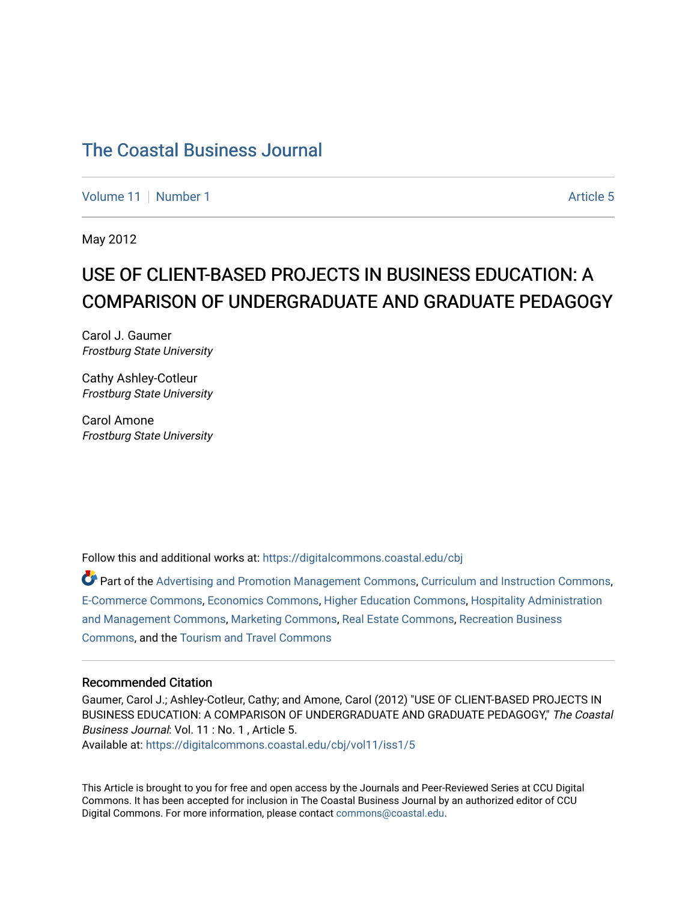# The Coastal Business Journal

Volume 11 | Number 1 | Article 5

May 2012

## USE OF CLIENT-BASED PROJECTS IN BUSINESS EDUCATION: A COMPARISON OF UNDERGRADUATE AND GRADUATE PEDAGOGY

Carol J. Gaumer
*Frostburg State University*

Cathy Ashley-Cotleur
*Frostburg State University*

Carol Amone
*Frostburg State University*

Follow this and additional works at: https://digitalcommons.coastal.edu/cbj

Part of the Advertising and Promotion Management Commons, Curriculum and Instruction Commons, E-Commerce Commons, Economics Commons, Higher Education Commons, Hospitality Administration and Management Commons, Marketing Commons, Real Estate Commons, Recreation Business Commons, and the Tourism and Travel Commons

### Recommended Citation

Gaumer, Carol J.; Ashley-Cotleur, Cathy; and Amone, Carol (2012) "USE OF CLIENT-BASED PROJECTS IN BUSINESS EDUCATION: A COMPARISON OF UNDERGRADUATE AND GRADUATE PEDAGOGY," *The Coastal Business Journal*: Vol. 11 : No. 1 , Article 5.
Available at: https://digitalcommons.coastal.edu/cbj/vol11/iss1/5

This Article is brought to you for free and open access by the Journals and Peer-Reviewed Series at CCU Digital Commons. It has been accepted for inclusion in The Coastal Business Journal by an authorized editor of CCU Digital Commons. For more information, please contact commons@coastal.edu.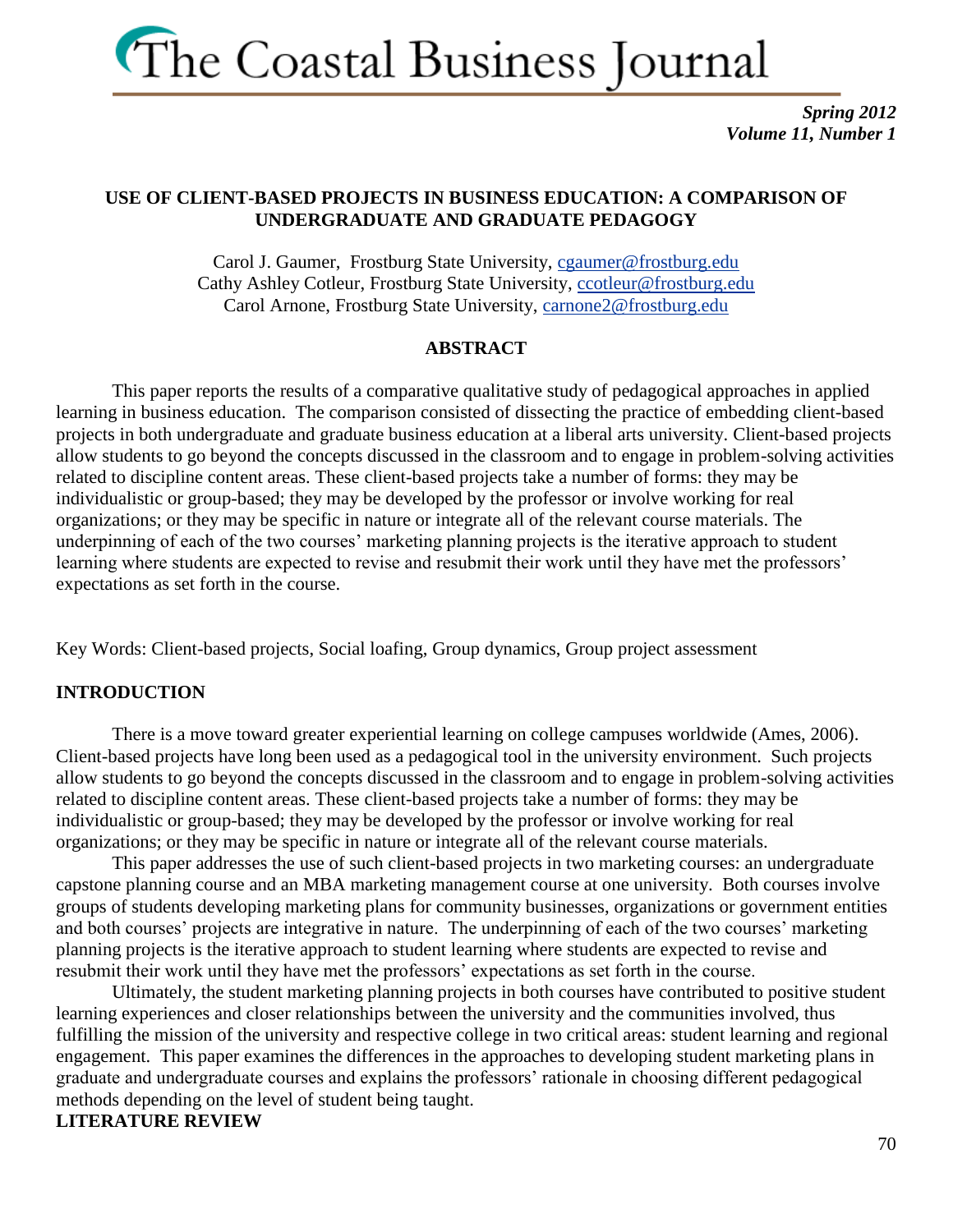# USE OF CLIENT-BASED PROJECTS IN BUSINESS EDUCATION: A COMPARISON OF UNDERGRADUATE AND GRADUATE PEDAGOGY

Carol J. Gaumer, Frostburg State University, cgaumer@frostburg.edu
Cathy Ashley Cotleur, Frostburg State University, ccotleur@frostburg.edu
Carol Arnone, Frostburg State University, carnone2@frostburg.edu

## ABSTRACT

This paper reports the results of a comparative qualitative study of pedagogical approaches in applied learning in business education. The comparison consisted of dissecting the practice of embedding client-based projects in both undergraduate and graduate business education at a liberal arts university. Client-based projects allow students to go beyond the concepts discussed in the classroom and to engage in problem-solving activities related to discipline content areas. These client-based projects take a number of forms: they may be individualistic or group-based; they may be developed by the professor or involve working for real organizations; or they may be specific in nature or integrate all of the relevant course materials. The underpinning of each of the two courses' marketing planning projects is the iterative approach to student learning where students are expected to revise and resubmit their work until they have met the professors' expectations as set forth in the course.

Key Words: Client-based projects, Social loafing, Group dynamics, Group project assessment

## INTRODUCTION

There is a move toward greater experiential learning on college campuses worldwide (Ames, 2006). Client-based projects have long been used as a pedagogical tool in the university environment. Such projects allow students to go beyond the concepts discussed in the classroom and to engage in problem-solving activities related to discipline content areas. These client-based projects take a number of forms: they may be individualistic or group-based; they may be developed by the professor or involve working for real organizations; or they may be specific in nature or integrate all of the relevant course materials.

This paper addresses the use of such client-based projects in two marketing courses: an undergraduate capstone planning course and an MBA marketing management course at one university. Both courses involve groups of students developing marketing plans for community businesses, organizations or government entities and both courses' projects are integrative in nature. The underpinning of each of the two courses' marketing planning projects is the iterative approach to student learning where students are expected to revise and resubmit their work until they have met the professors' expectations as set forth in the course.

Ultimately, the student marketing planning projects in both courses have contributed to positive student learning experiences and closer relationships between the university and the communities involved, thus fulfilling the mission of the university and respective college in two critical areas: student learning and regional engagement. This paper examines the differences in the approaches to developing student marketing plans in graduate and undergraduate courses and explains the professors' rationale in choosing different pedagogical methods depending on the level of student being taught.

## LITERATURE REVIEW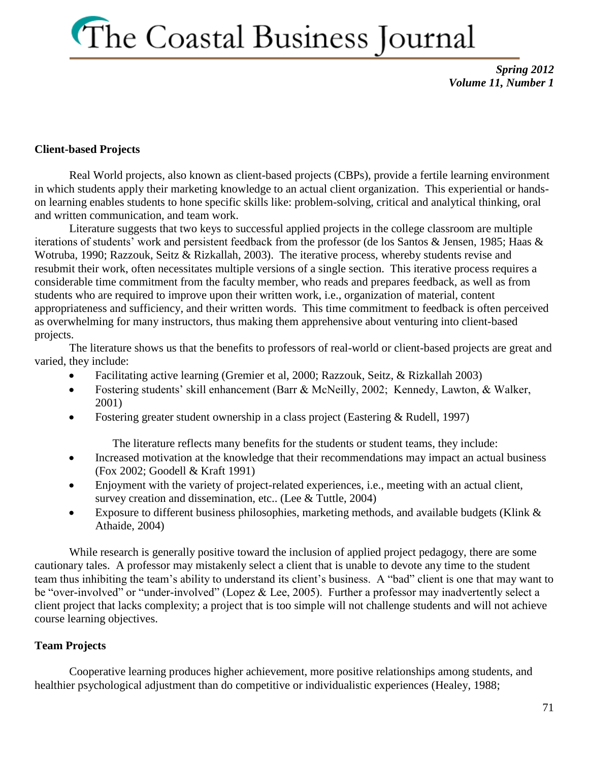### Client-based Projects

Real World projects, also known as client-based projects (CBPs), provide a fertile learning environment in which students apply their marketing knowledge to an actual client organization. This experiential or hands-on learning enables students to hone specific skills like: problem-solving, critical and analytical thinking, oral and written communication, and team work.

Literature suggests that two keys to successful applied projects in the college classroom are multiple iterations of students' work and persistent feedback from the professor (de los Santos & Jensen, 1985; Haas & Wotruba, 1990; Razzouk, Seitz & Rizkallah, 2003). The iterative process, whereby students revise and resubmit their work, often necessitates multiple versions of a single section. This iterative process requires a considerable time commitment from the faculty member, who reads and prepares feedback, as well as from students who are required to improve upon their written work, i.e., organization of material, content appropriateness and sufficiency, and their written words. This time commitment to feedback is often perceived as overwhelming for many instructors, thus making them apprehensive about venturing into client-based projects.

The literature shows us that the benefits to professors of real-world or client-based projects are great and varied, they include:

- Facilitating active learning (Gremier et al, 2000; Razzouk, Seitz, & Rizkallah 2003)
- Fostering students' skill enhancement (Barr & McNeilly, 2002; Kennedy, Lawton, & Walker, 2001)
- Fostering greater student ownership in a class project (Eastering & Rudell, 1997)

The literature reflects many benefits for the students or student teams, they include:

- Increased motivation at the knowledge that their recommendations may impact an actual business (Fox 2002; Goodell & Kraft 1991)
- Enjoyment with the variety of project-related experiences, i.e., meeting with an actual client, survey creation and dissemination, etc.. (Lee & Tuttle, 2004)
- Exposure to different business philosophies, marketing methods, and available budgets (Klink & Athaide, 2004)

While research is generally positive toward the inclusion of applied project pedagogy, there are some cautionary tales. A professor may mistakenly select a client that is unable to devote any time to the student team thus inhibiting the team's ability to understand its client's business. A "bad" client is one that may want to be "over-involved" or "under-involved" (Lopez & Lee, 2005). Further a professor may inadvertently select a client project that lacks complexity; a project that is too simple will not challenge students and will not achieve course learning objectives.

### Team Projects

Cooperative learning produces higher achievement, more positive relationships among students, and healthier psychological adjustment than do competitive or individualistic experiences (Healey, 1988;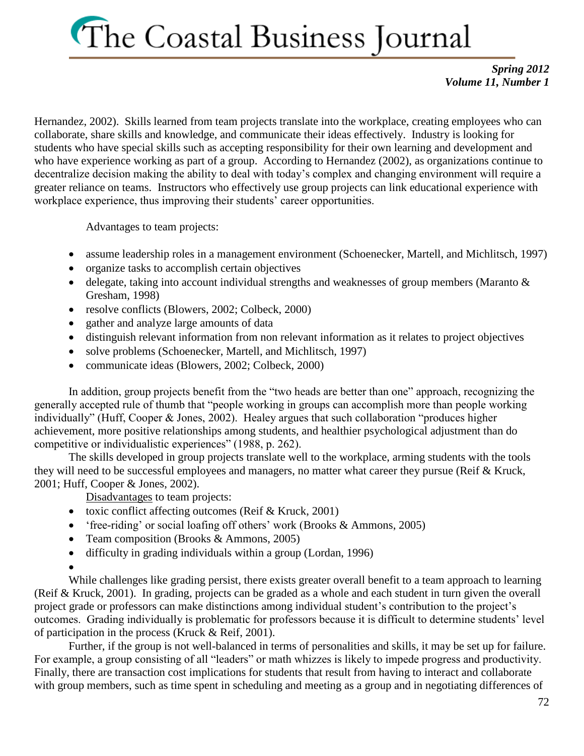Hernandez, 2002). Skills learned from team projects translate into the workplace, creating employees who can collaborate, share skills and knowledge, and communicate their ideas effectively. Industry is looking for students who have special skills such as accepting responsibility for their own learning and development and who have experience working as part of a group. According to Hernandez (2002), as organizations continue to decentralize decision making the ability to deal with today's complex and changing environment will require a greater reliance on teams. Instructors who effectively use group projects can link educational experience with workplace experience, thus improving their students' career opportunities.

Advantages to team projects:

- assume leadership roles in a management environment (Schoenecker, Martell, and Michlitsch, 1997)
- organize tasks to accomplish certain objectives
- delegate, taking into account individual strengths and weaknesses of group members (Maranto & Gresham, 1998)
- resolve conflicts (Blowers, 2002; Colbeck, 2000)
- gather and analyze large amounts of data
- distinguish relevant information from non relevant information as it relates to project objectives
- solve problems (Schoenecker, Martell, and Michlitsch, 1997)
- communicate ideas (Blowers, 2002; Colbeck, 2000)

In addition, group projects benefit from the "two heads are better than one" approach, recognizing the generally accepted rule of thumb that "people working in groups can accomplish more than people working individually" (Huff, Cooper & Jones, 2002). Healey argues that such collaboration "produces higher achievement, more positive relationships among students, and healthier psychological adjustment than do competitive or individualistic experiences" (1988, p. 262).

The skills developed in group projects translate well to the workplace, arming students with the tools they will need to be successful employees and managers, no matter what career they pursue (Reif & Kruck, 2001; Huff, Cooper & Jones, 2002).

Disadvantages to team projects:

- toxic conflict affecting outcomes (Reif & Kruck, 2001)
- 'free-riding' or social loafing off others' work (Brooks & Ammons, 2005)
- Team composition (Brooks & Ammons, 2005)
- difficulty in grading individuals within a group (Lordan, 1996)

While challenges like grading persist, there exists greater overall benefit to a team approach to learning (Reif & Kruck, 2001). In grading, projects can be graded as a whole and each student in turn given the overall project grade or professors can make distinctions among individual student's contribution to the project's outcomes. Grading individually is problematic for professors because it is difficult to determine students' level of participation in the process (Kruck & Reif, 2001).

Further, if the group is not well-balanced in terms of personalities and skills, it may be set up for failure. For example, a group consisting of all "leaders" or math whizzes is likely to impede progress and productivity. Finally, there are transaction cost implications for students that result from having to interact and collaborate with group members, such as time spent in scheduling and meeting as a group and in negotiating differences of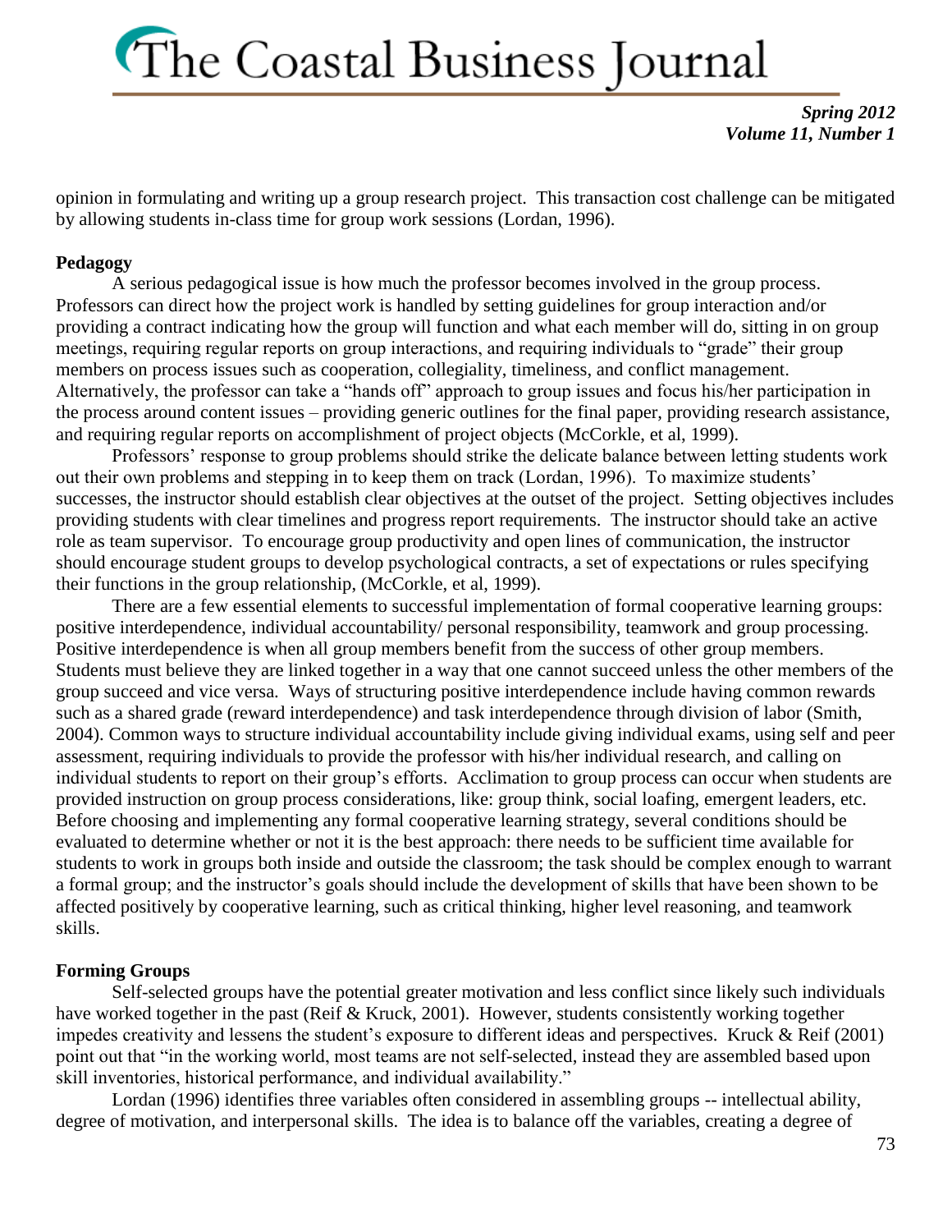opinion in formulating and writing up a group research project. This transaction cost challenge can be mitigated by allowing students in-class time for group work sessions (Lordan, 1996).

**Pedagogy**

A serious pedagogical issue is how much the professor becomes involved in the group process. Professors can direct how the project work is handled by setting guidelines for group interaction and/or providing a contract indicating how the group will function and what each member will do, sitting in on group meetings, requiring regular reports on group interactions, and requiring individuals to "grade" their group members on process issues such as cooperation, collegiality, timeliness, and conflict management. Alternatively, the professor can take a "hands off" approach to group issues and focus his/her participation in the process around content issues – providing generic outlines for the final paper, providing research assistance, and requiring regular reports on accomplishment of project objects (McCorkle, et al, 1999).

Professors' response to group problems should strike the delicate balance between letting students work out their own problems and stepping in to keep them on track (Lordan, 1996). To maximize students' successes, the instructor should establish clear objectives at the outset of the project. Setting objectives includes providing students with clear timelines and progress report requirements. The instructor should take an active role as team supervisor. To encourage group productivity and open lines of communication, the instructor should encourage student groups to develop psychological contracts, a set of expectations or rules specifying their functions in the group relationship, (McCorkle, et al, 1999).

There are a few essential elements to successful implementation of formal cooperative learning groups: positive interdependence, individual accountability/ personal responsibility, teamwork and group processing. Positive interdependence is when all group members benefit from the success of other group members. Students must believe they are linked together in a way that one cannot succeed unless the other members of the group succeed and vice versa. Ways of structuring positive interdependence include having common rewards such as a shared grade (reward interdependence) and task interdependence through division of labor (Smith, 2004). Common ways to structure individual accountability include giving individual exams, using self and peer assessment, requiring individuals to provide the professor with his/her individual research, and calling on individual students to report on their group's efforts. Acclimation to group process can occur when students are provided instruction on group process considerations, like: group think, social loafing, emergent leaders, etc. Before choosing and implementing any formal cooperative learning strategy, several conditions should be evaluated to determine whether or not it is the best approach: there needs to be sufficient time available for students to work in groups both inside and outside the classroom; the task should be complex enough to warrant a formal group; and the instructor's goals should include the development of skills that have been shown to be affected positively by cooperative learning, such as critical thinking, higher level reasoning, and teamwork skills.

**Forming Groups**

Self-selected groups have the potential greater motivation and less conflict since likely such individuals have worked together in the past (Reif & Kruck, 2001). However, students consistently working together impedes creativity and lessens the student's exposure to different ideas and perspectives. Kruck & Reif (2001) point out that "in the working world, most teams are not self-selected, instead they are assembled based upon skill inventories, historical performance, and individual availability."

Lordan (1996) identifies three variables often considered in assembling groups -- intellectual ability, degree of motivation, and interpersonal skills. The idea is to balance off the variables, creating a degree of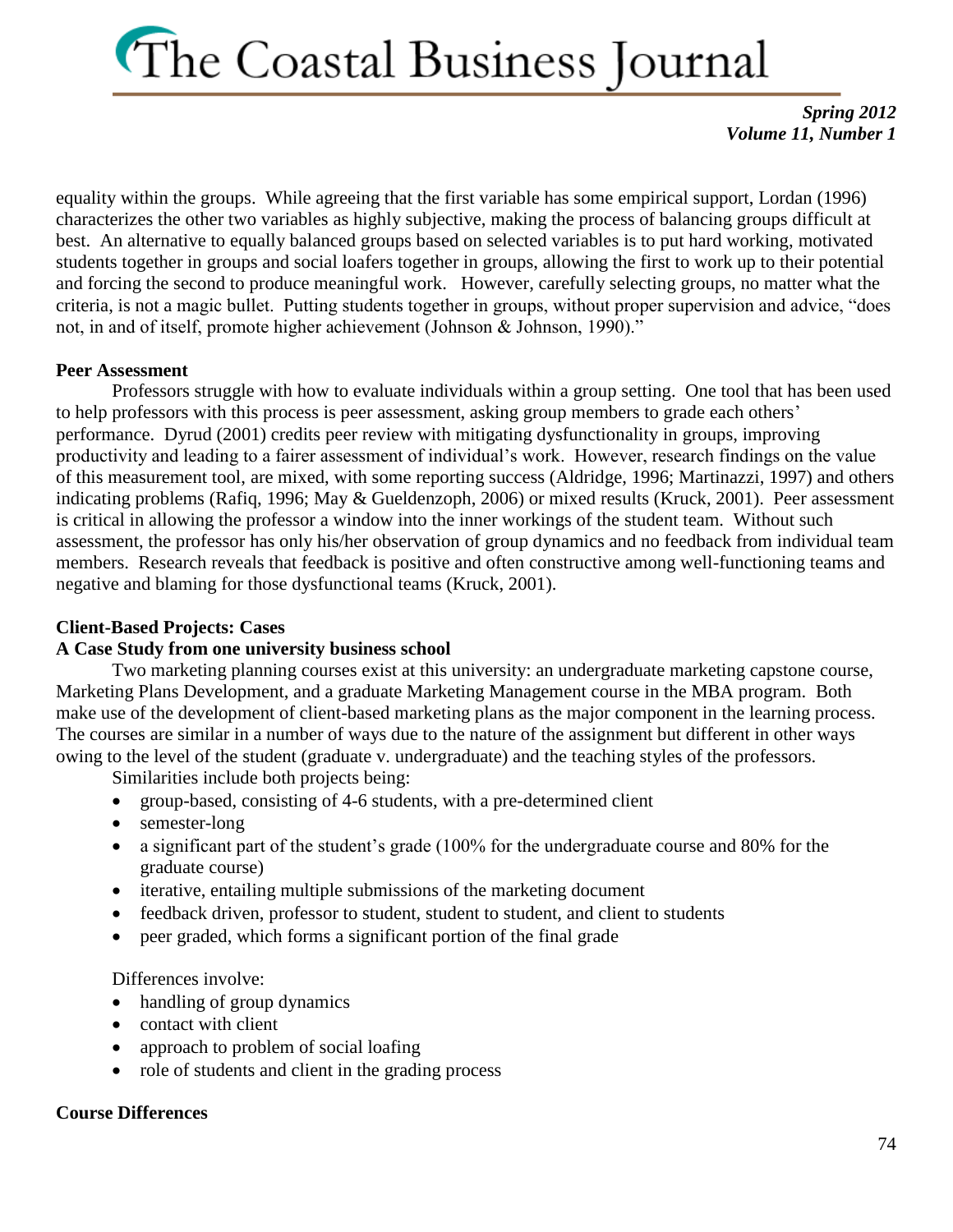equality within the groups. While agreeing that the first variable has some empirical support, Lordan (1996) characterizes the other two variables as highly subjective, making the process of balancing groups difficult at best. An alternative to equally balanced groups based on selected variables is to put hard working, motivated students together in groups and social loafers together in groups, allowing the first to work up to their potential and forcing the second to produce meaningful work. However, carefully selecting groups, no matter what the criteria, is not a magic bullet. Putting students together in groups, without proper supervision and advice, "does not, in and of itself, promote higher achievement (Johnson & Johnson, 1990)."

**Peer Assessment**

Professors struggle with how to evaluate individuals within a group setting. One tool that has been used to help professors with this process is peer assessment, asking group members to grade each others' performance. Dyrud (2001) credits peer review with mitigating dysfunctionality in groups, improving productivity and leading to a fairer assessment of individual's work. However, research findings on the value of this measurement tool, are mixed, with some reporting success (Aldridge, 1996; Martinazzi, 1997) and others indicating problems (Rafiq, 1996; May & Gueldenzoph, 2006) or mixed results (Kruck, 2001). Peer assessment is critical in allowing the professor a window into the inner workings of the student team. Without such assessment, the professor has only his/her observation of group dynamics and no feedback from individual team members. Research reveals that feedback is positive and often constructive among well-functioning teams and negative and blaming for those dysfunctional teams (Kruck, 2001).

**Client-Based Projects: Cases**

**A Case Study from one university business school**

Two marketing planning courses exist at this university: an undergraduate marketing capstone course, Marketing Plans Development, and a graduate Marketing Management course in the MBA program. Both make use of the development of client-based marketing plans as the major component in the learning process. The courses are similar in a number of ways due to the nature of the assignment but different in other ways owing to the level of the student (graduate v. undergraduate) and the teaching styles of the professors.

Similarities include both projects being:

- group-based, consisting of 4-6 students, with a pre-determined client
- semester-long
- a significant part of the student's grade (100% for the undergraduate course and 80% for the graduate course)
- iterative, entailing multiple submissions of the marketing document
- feedback driven, professor to student, student to student, and client to students
- peer graded, which forms a significant portion of the final grade

Differences involve:

- handling of group dynamics
- contact with client
- approach to problem of social loafing
- role of students and client in the grading process

**Course Differences**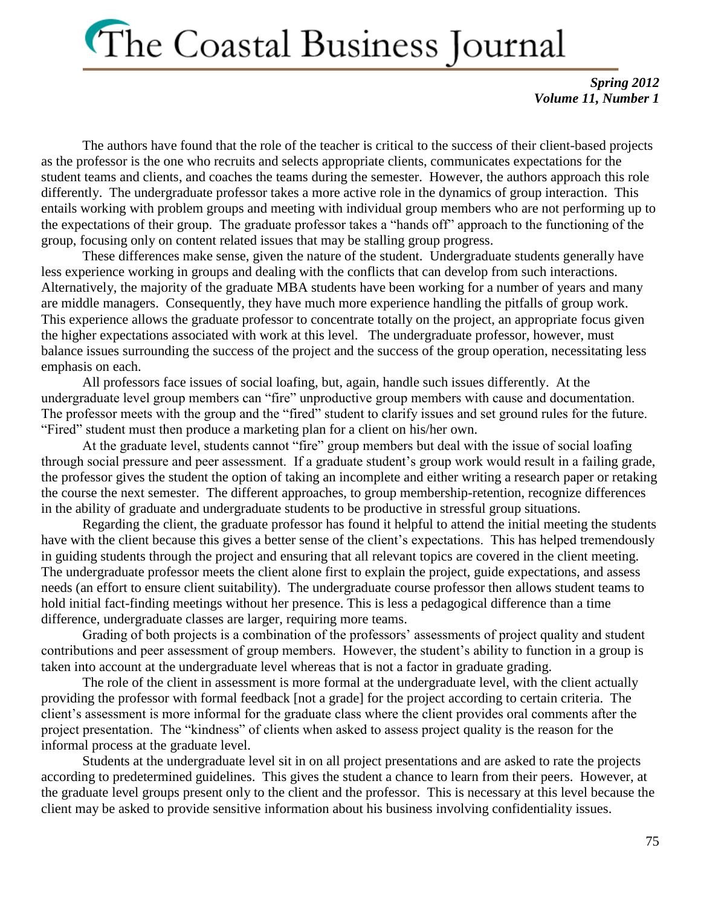The authors have found that the role of the teacher is critical to the success of their client-based projects as the professor is the one who recruits and selects appropriate clients, communicates expectations for the student teams and clients, and coaches the teams during the semester. However, the authors approach this role differently. The undergraduate professor takes a more active role in the dynamics of group interaction. This entails working with problem groups and meeting with individual group members who are not performing up to the expectations of their group. The graduate professor takes a "hands off" approach to the functioning of the group, focusing only on content related issues that may be stalling group progress.

These differences make sense, given the nature of the student. Undergraduate students generally have less experience working in groups and dealing with the conflicts that can develop from such interactions. Alternatively, the majority of the graduate MBA students have been working for a number of years and many are middle managers. Consequently, they have much more experience handling the pitfalls of group work. This experience allows the graduate professor to concentrate totally on the project, an appropriate focus given the higher expectations associated with work at this level. The undergraduate professor, however, must balance issues surrounding the success of the project and the success of the group operation, necessitating less emphasis on each.

All professors face issues of social loafing, but, again, handle such issues differently. At the undergraduate level group members can "fire" unproductive group members with cause and documentation. The professor meets with the group and the "fired" student to clarify issues and set ground rules for the future. "Fired" student must then produce a marketing plan for a client on his/her own.

At the graduate level, students cannot "fire" group members but deal with the issue of social loafing through social pressure and peer assessment. If a graduate student's group work would result in a failing grade, the professor gives the student the option of taking an incomplete and either writing a research paper or retaking the course the next semester. The different approaches, to group membership-retention, recognize differences in the ability of graduate and undergraduate students to be productive in stressful group situations.

Regarding the client, the graduate professor has found it helpful to attend the initial meeting the students have with the client because this gives a better sense of the client's expectations. This has helped tremendously in guiding students through the project and ensuring that all relevant topics are covered in the client meeting. The undergraduate professor meets the client alone first to explain the project, guide expectations, and assess needs (an effort to ensure client suitability). The undergraduate course professor then allows student teams to hold initial fact-finding meetings without her presence. This is less a pedagogical difference than a time difference, undergraduate classes are larger, requiring more teams.

Grading of both projects is a combination of the professors' assessments of project quality and student contributions and peer assessment of group members. However, the student's ability to function in a group is taken into account at the undergraduate level whereas that is not a factor in graduate grading.

The role of the client in assessment is more formal at the undergraduate level, with the client actually providing the professor with formal feedback [not a grade] for the project according to certain criteria. The client's assessment is more informal for the graduate class where the client provides oral comments after the project presentation. The "kindness" of clients when asked to assess project quality is the reason for the informal process at the graduate level.

Students at the undergraduate level sit in on all project presentations and are asked to rate the projects according to predetermined guidelines. This gives the student a chance to learn from their peers. However, at the graduate level groups present only to the client and the professor. This is necessary at this level because the client may be asked to provide sensitive information about his business involving confidentiality issues.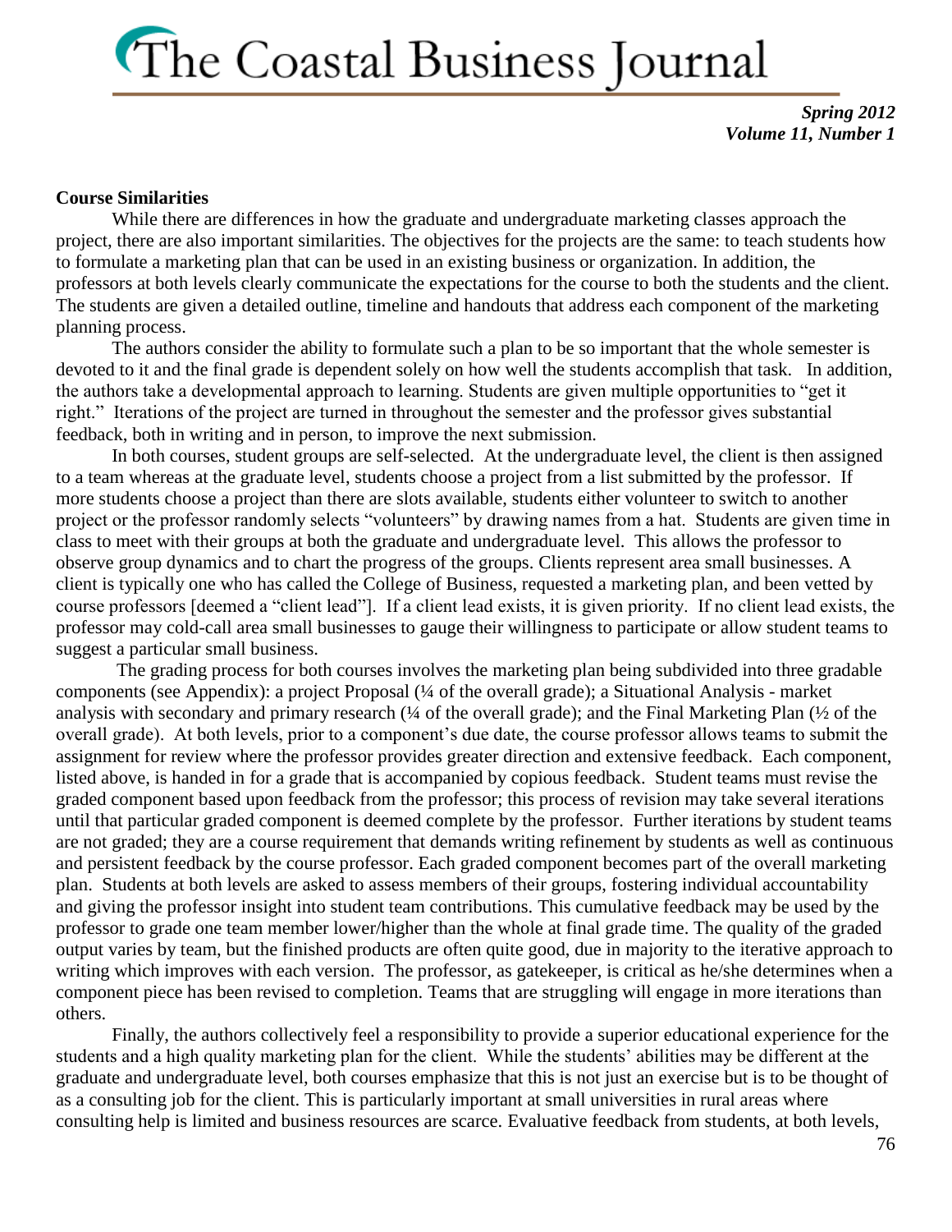### Course Similarities

While there are differences in how the graduate and undergraduate marketing classes approach the project, there are also important similarities. The objectives for the projects are the same: to teach students how to formulate a marketing plan that can be used in an existing business or organization. In addition, the professors at both levels clearly communicate the expectations for the course to both the students and the client. The students are given a detailed outline, timeline and handouts that address each component of the marketing planning process.

The authors consider the ability to formulate such a plan to be so important that the whole semester is devoted to it and the final grade is dependent solely on how well the students accomplish that task. In addition, the authors take a developmental approach to learning. Students are given multiple opportunities to "get it right." Iterations of the project are turned in throughout the semester and the professor gives substantial feedback, both in writing and in person, to improve the next submission.

In both courses, student groups are self-selected. At the undergraduate level, the client is then assigned to a team whereas at the graduate level, students choose a project from a list submitted by the professor. If more students choose a project than there are slots available, students either volunteer to switch to another project or the professor randomly selects "volunteers" by drawing names from a hat. Students are given time in class to meet with their groups at both the graduate and undergraduate level. This allows the professor to observe group dynamics and to chart the progress of the groups. Clients represent area small businesses. A client is typically one who has called the College of Business, requested a marketing plan, and been vetted by course professors [deemed a "client lead"]. If a client lead exists, it is given priority. If no client lead exists, the professor may cold-call area small businesses to gauge their willingness to participate or allow student teams to suggest a particular small business.

The grading process for both courses involves the marketing plan being subdivided into three gradable components (see Appendix): a project Proposal (¼ of the overall grade); a Situational Analysis - market analysis with secondary and primary research (¼ of the overall grade); and the Final Marketing Plan (½ of the overall grade). At both levels, prior to a component's due date, the course professor allows teams to submit the assignment for review where the professor provides greater direction and extensive feedback. Each component, listed above, is handed in for a grade that is accompanied by copious feedback. Student teams must revise the graded component based upon feedback from the professor; this process of revision may take several iterations until that particular graded component is deemed complete by the professor. Further iterations by student teams are not graded; they are a course requirement that demands writing refinement by students as well as continuous and persistent feedback by the course professor. Each graded component becomes part of the overall marketing plan. Students at both levels are asked to assess members of their groups, fostering individual accountability and giving the professor insight into student team contributions. This cumulative feedback may be used by the professor to grade one team member lower/higher than the whole at final grade time. The quality of the graded output varies by team, but the finished products are often quite good, due in majority to the iterative approach to writing which improves with each version. The professor, as gatekeeper, is critical as he/she determines when a component piece has been revised to completion. Teams that are struggling will engage in more iterations than others.

Finally, the authors collectively feel a responsibility to provide a superior educational experience for the students and a high quality marketing plan for the client. While the students' abilities may be different at the graduate and undergraduate level, both courses emphasize that this is not just an exercise but is to be thought of as a consulting job for the client. This is particularly important at small universities in rural areas where consulting help is limited and business resources are scarce. Evaluative feedback from students, at both levels,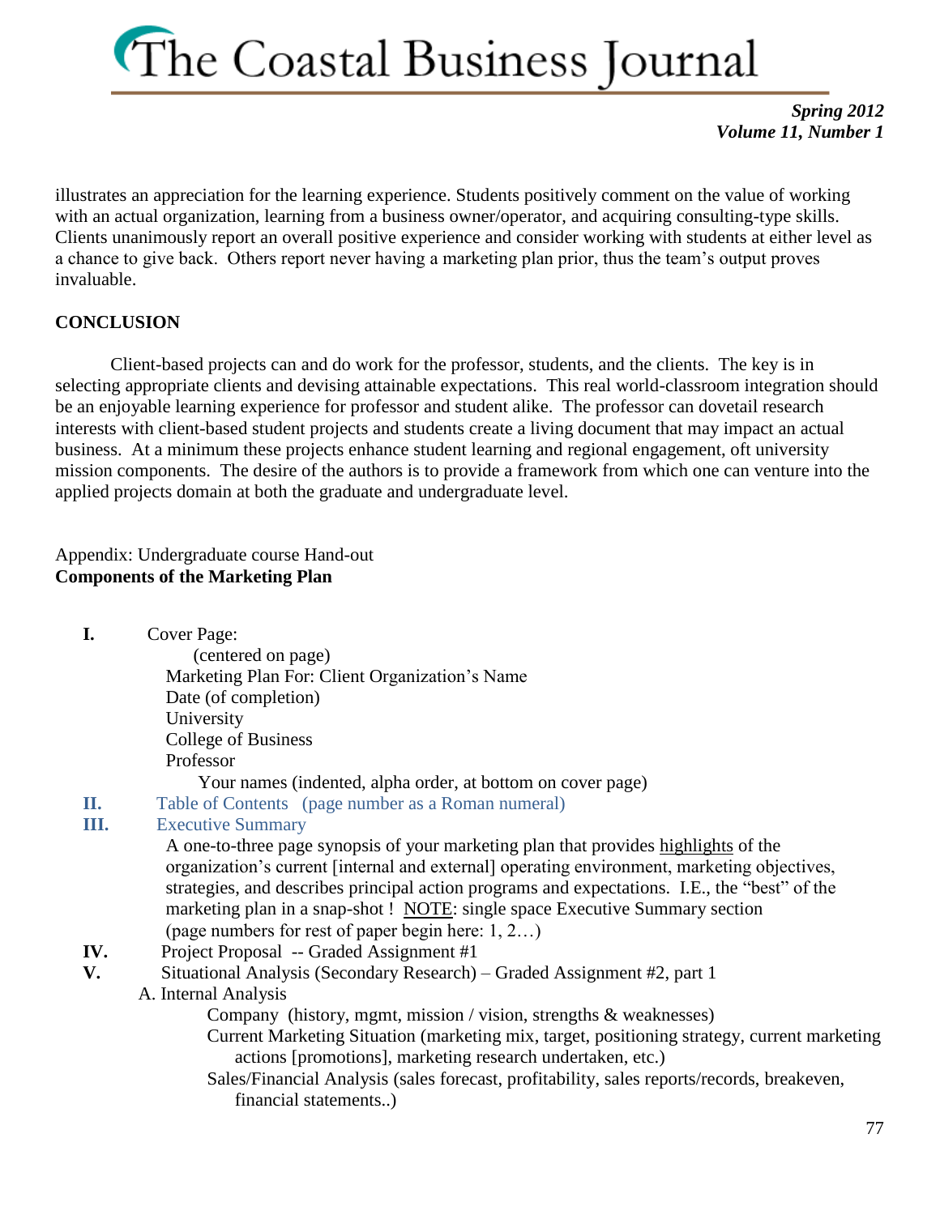illustrates an appreciation for the learning experience. Students positively comment on the value of working with an actual organization, learning from a business owner/operator, and acquiring consulting-type skills. Clients unanimously report an overall positive experience and consider working with students at either level as a chance to give back. Others report never having a marketing plan prior, thus the team's output proves invaluable.

## CONCLUSION

Client-based projects can and do work for the professor, students, and the clients. The key is in selecting appropriate clients and devising attainable expectations. This real world-classroom integration should be an enjoyable learning experience for professor and student alike. The professor can dovetail research interests with client-based student projects and students create a living document that may impact an actual business. At a minimum these projects enhance student learning and regional engagement, oft university mission components. The desire of the authors is to provide a framework from which one can venture into the applied projects domain at both the graduate and undergraduate level.

Appendix: Undergraduate course Hand-out

**Components of the Marketing Plan**

**I.** Cover Page:
(centered on page)
Marketing Plan For: Client Organization's Name
Date (of completion)
University
College of Business
Professor
Your names (indented, alpha order, at bottom on cover page)

**II.** Table of Contents (page number as a Roman numeral)

**III.** Executive Summary
A one-to-three page synopsis of your marketing plan that provides highlights of the organization's current [internal and external] operating environment, marketing objectives, strategies, and describes principal action programs and expectations. I.E., the "best" of the marketing plan in a snap-shot ! NOTE: single space Executive Summary section
(page numbers for rest of paper begin here: 1, 2…)

**IV.** Project Proposal -- Graded Assignment #1

**V.** Situational Analysis (Secondary Research) – Graded Assignment #2, part 1

A. Internal Analysis
- Company (history, mgmt, mission / vision, strengths & weaknesses)
- Current Marketing Situation (marketing mix, target, positioning strategy, current marketing actions [promotions], marketing research undertaken, etc.)
- Sales/Financial Analysis (sales forecast, profitability, sales reports/records, breakeven, financial statements..)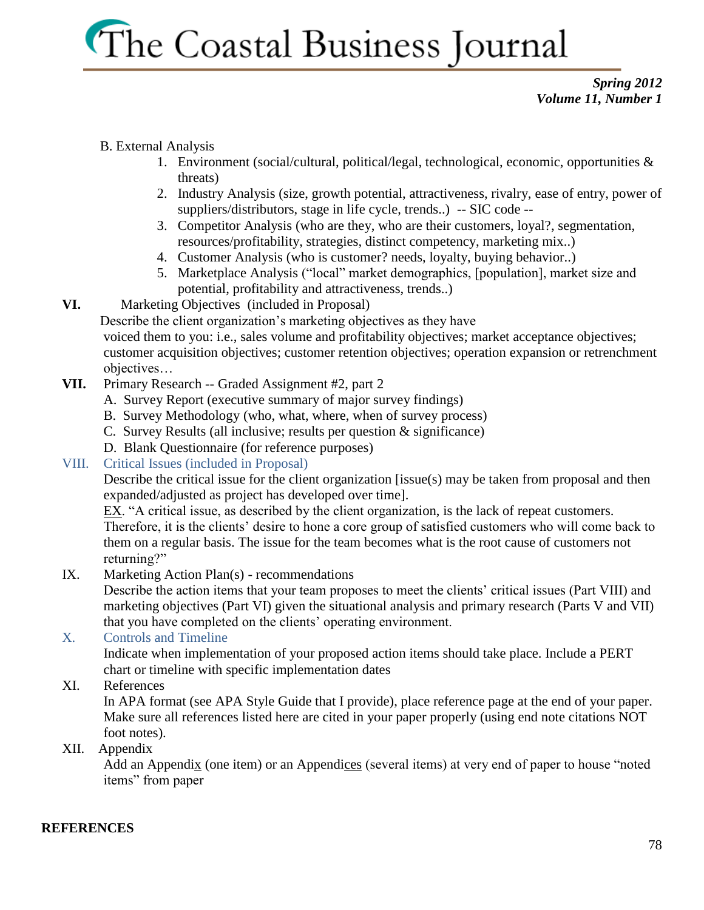B. External Analysis

1. Environment (social/cultural, political/legal, technological, economic, opportunities & threats)
2. Industry Analysis (size, growth potential, attractiveness, rivalry, ease of entry, power of suppliers/distributors, stage in life cycle, trends..) -- SIC code --
3. Competitor Analysis (who are they, who are their customers, loyal?, segmentation, resources/profitability, strategies, distinct competency, marketing mix..)
4. Customer Analysis (who is customer? needs, loyalty, buying behavior..)
5. Marketplace Analysis ("local" market demographics, [population], market size and potential, profitability and attractiveness, trends..)

**VI.** Marketing Objectives (included in Proposal)

Describe the client organization's marketing objectives as they have voiced them to you: i.e., sales volume and profitability objectives; market acceptance objectives; customer acquisition objectives; customer retention objectives; operation expansion or retrenchment objectives…

**VII.** Primary Research -- Graded Assignment #2, part 2

A. Survey Report (executive summary of major survey findings)
B. Survey Methodology (who, what, where, when of survey process)
C. Survey Results (all inclusive; results per question & significance)
D. Blank Questionnaire (for reference purposes)

VIII. Critical Issues (included in Proposal)

Describe the critical issue for the client organization [issue(s) may be taken from proposal and then expanded/adjusted as project has developed over time].

EX. "A critical issue, as described by the client organization, is the lack of repeat customers. Therefore, it is the clients' desire to hone a core group of satisfied customers who will come back to them on a regular basis. The issue for the team becomes what is the root cause of customers not returning?"

IX. Marketing Action Plan(s) - recommendations

Describe the action items that your team proposes to meet the clients' critical issues (Part VIII) and marketing objectives (Part VI) given the situational analysis and primary research (Parts V and VII) that you have completed on the clients' operating environment.

X. Controls and Timeline

Indicate when implementation of your proposed action items should take place. Include a PERT chart or timeline with specific implementation dates

XI. References

In APA format (see APA Style Guide that I provide), place reference page at the end of your paper. Make sure all references listed here are cited in your paper properly (using end note citations NOT foot notes).

XII. Appendix

Add an Appendix (one item) or an Appendices (several items) at very end of paper to house "noted items" from paper

**REFERENCES**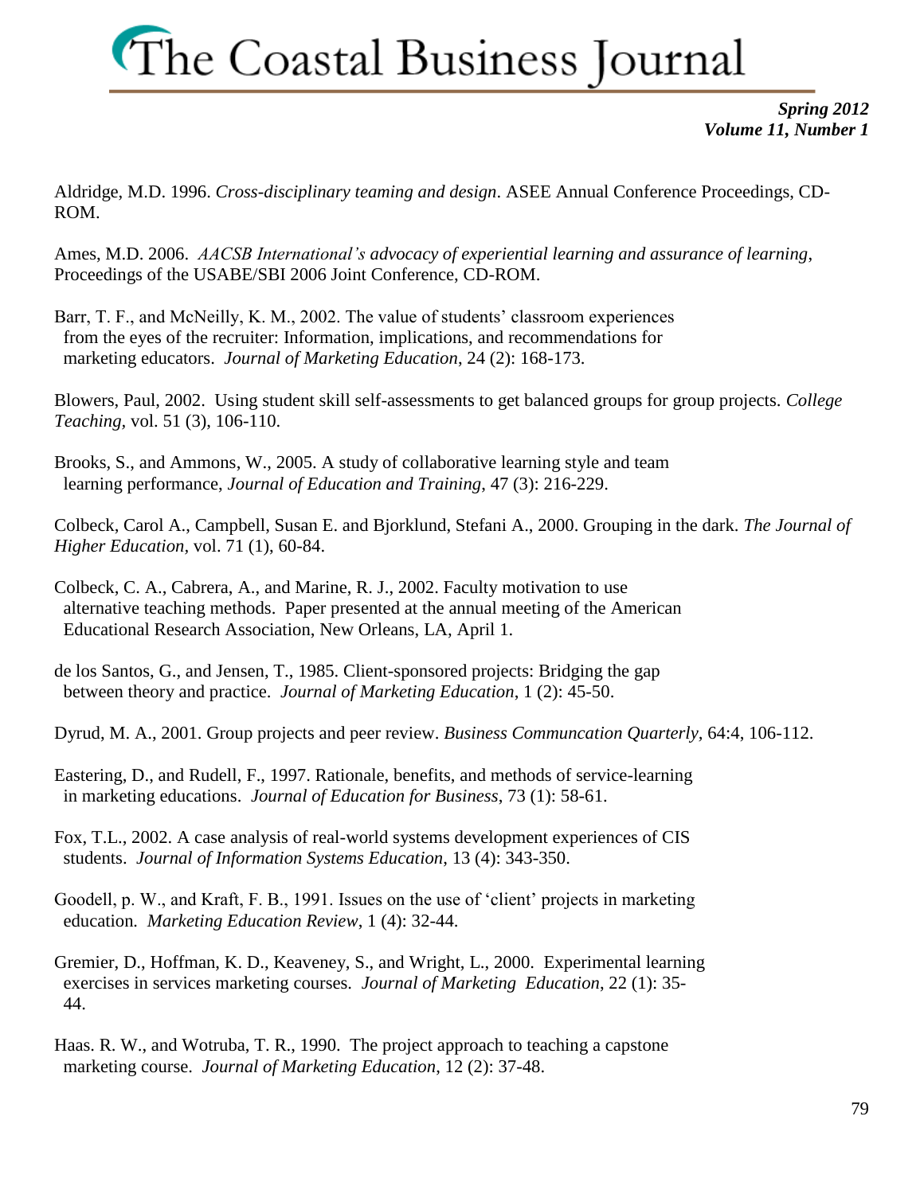Aldridge, M.D. 1996. *Cross-disciplinary teaming and design*. ASEE Annual Conference Proceedings, CD-ROM.

Ames, M.D. 2006. *AACSB International's advocacy of experiential learning and assurance of learning*, Proceedings of the USABE/SBI 2006 Joint Conference, CD-ROM.

Barr, T. F., and McNeilly, K. M., 2002. The value of students' classroom experiences from the eyes of the recruiter: Information, implications, and recommendations for marketing educators. *Journal of Marketing Education*, 24 (2): 168-173.

Blowers, Paul, 2002. Using student skill self-assessments to get balanced groups for group projects. *College Teaching*, vol. 51 (3), 106-110.

Brooks, S., and Ammons, W., 2005. A study of collaborative learning style and team learning performance, *Journal of Education and Training*, 47 (3): 216-229.

Colbeck, Carol A., Campbell, Susan E. and Bjorklund, Stefani A., 2000. Grouping in the dark. *The Journal of Higher Education*, vol. 71 (1), 60-84.

Colbeck, C. A., Cabrera, A., and Marine, R. J., 2002. Faculty motivation to use alternative teaching methods. Paper presented at the annual meeting of the American Educational Research Association, New Orleans, LA, April 1.

de los Santos, G., and Jensen, T., 1985. Client-sponsored projects: Bridging the gap between theory and practice. *Journal of Marketing Education*, 1 (2): 45-50.

Dyrud, M. A., 2001. Group projects and peer review. *Business Communcation Quarterly*, 64:4, 106-112.

Eastering, D., and Rudell, F., 1997. Rationale, benefits, and methods of service-learning in marketing educations. *Journal of Education for Business*, 73 (1): 58-61.

Fox, T.L., 2002. A case analysis of real-world systems development experiences of CIS students. *Journal of Information Systems Education*, 13 (4): 343-350.

Goodell, p. W., and Kraft, F. B., 1991. Issues on the use of 'client' projects in marketing education. *Marketing Education Review*, 1 (4): 32-44.

Gremier, D., Hoffman, K. D., Keaveney, S., and Wright, L., 2000. Experimental learning exercises in services marketing courses. *Journal of Marketing Education*, 22 (1): 35-44.

Haas. R. W., and Wotruba, T. R., 1990. The project approach to teaching a capstone marketing course. *Journal of Marketing Education*, 12 (2): 37-48.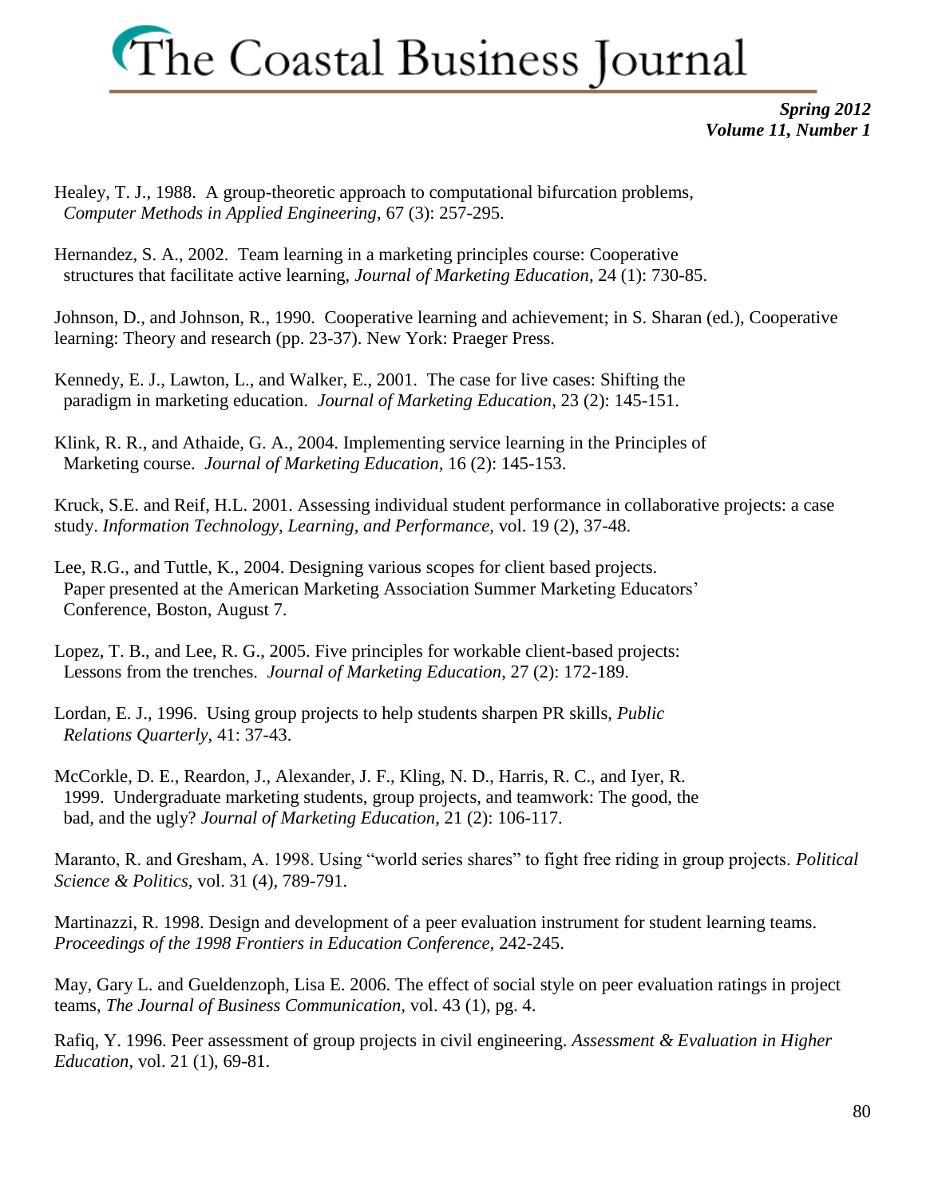Healey, T. J., 1988. A group-theoretic approach to computational bifurcation problems, *Computer Methods in Applied Engineering*, 67 (3): 257-295.

Hernandez, S. A., 2002. Team learning in a marketing principles course: Cooperative structures that facilitate active learning, *Journal of Marketing Education*, 24 (1): 730-85.

Johnson, D., and Johnson, R., 1990. Cooperative learning and achievement; in S. Sharan (ed.), Cooperative learning: Theory and research (pp. 23-37). New York: Praeger Press.

Kennedy, E. J., Lawton, L., and Walker, E., 2001. The case for live cases: Shifting the paradigm in marketing education. *Journal of Marketing Education*, 23 (2): 145-151.

Klink, R. R., and Athaide, G. A., 2004. Implementing service learning in the Principles of Marketing course. *Journal of Marketing Education*, 16 (2): 145-153.

Kruck, S.E. and Reif, H.L. 2001. Assessing individual student performance in collaborative projects: a case study. *Information Technology, Learning, and Performance*, vol. 19 (2), 37-48.

Lee, R.G., and Tuttle, K., 2004. Designing various scopes for client based projects. Paper presented at the American Marketing Association Summer Marketing Educators' Conference, Boston, August 7.

Lopez, T. B., and Lee, R. G., 2005. Five principles for workable client-based projects: Lessons from the trenches. *Journal of Marketing Education*, 27 (2): 172-189.

Lordan, E. J., 1996. Using group projects to help students sharpen PR skills, *Public Relations Quarterly*, 41: 37-43.

McCorkle, D. E., Reardon, J., Alexander, J. F., Kling, N. D., Harris, R. C., and Iyer, R. 1999. Undergraduate marketing students, group projects, and teamwork: The good, the bad, and the ugly? *Journal of Marketing Education*, 21 (2): 106-117.

Maranto, R. and Gresham, A. 1998. Using "world series shares" to fight free riding in group projects. *Political Science & Politics*, vol. 31 (4), 789-791.

Martinazzi, R. 1998. Design and development of a peer evaluation instrument for student learning teams. *Proceedings of the 1998 Frontiers in Education Conference*, 242-245.

May, Gary L. and Gueldenzoph, Lisa E. 2006. The effect of social style on peer evaluation ratings in project teams, *The Journal of Business Communication*, vol. 43 (1), pg. 4.

Rafiq, Y. 1996. Peer assessment of group projects in civil engineering. *Assessment & Evaluation in Higher Education*, vol. 21 (1), 69-81.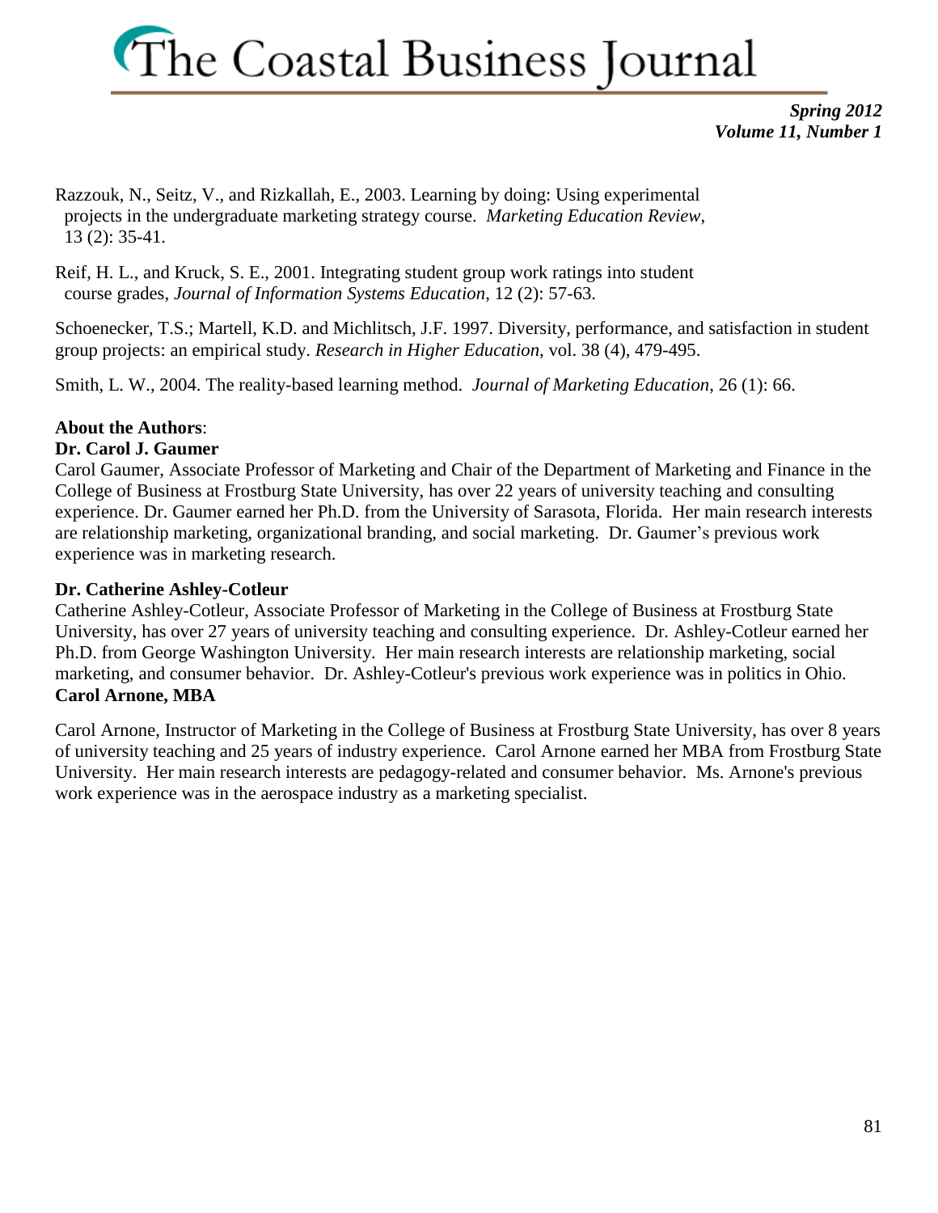Razzouk, N., Seitz, V., and Rizkallah, E., 2003. Learning by doing: Using experimental projects in the undergraduate marketing strategy course. *Marketing Education Review*, 13 (2): 35-41.

Reif, H. L., and Kruck, S. E., 2001. Integrating student group work ratings into student course grades, *Journal of Information Systems Education*, 12 (2): 57-63.

Schoenecker, T.S.; Martell, K.D. and Michlitsch, J.F. 1997. Diversity, performance, and satisfaction in student group projects: an empirical study. *Research in Higher Education,* vol. 38 (4), 479-495.

Smith, L. W., 2004. The reality-based learning method. *Journal of Marketing Education*, 26 (1): 66.

**About the Authors**:

**Dr. Carol J. Gaumer**

Carol Gaumer, Associate Professor of Marketing and Chair of the Department of Marketing and Finance in the College of Business at Frostburg State University, has over 22 years of university teaching and consulting experience. Dr. Gaumer earned her Ph.D. from the University of Sarasota, Florida. Her main research interests are relationship marketing, organizational branding, and social marketing. Dr. Gaumer's previous work experience was in marketing research.

**Dr. Catherine Ashley-Cotleur**

Catherine Ashley-Cotleur, Associate Professor of Marketing in the College of Business at Frostburg State University, has over 27 years of university teaching and consulting experience. Dr. Ashley-Cotleur earned her Ph.D. from George Washington University. Her main research interests are relationship marketing, social marketing, and consumer behavior. Dr. Ashley-Cotleur's previous work experience was in politics in Ohio.

**Carol Arnone, MBA**

Carol Arnone, Instructor of Marketing in the College of Business at Frostburg State University, has over 8 years of university teaching and 25 years of industry experience. Carol Arnone earned her MBA from Frostburg State University. Her main research interests are pedagogy-related and consumer behavior. Ms. Arnone's previous work experience was in the aerospace industry as a marketing specialist.